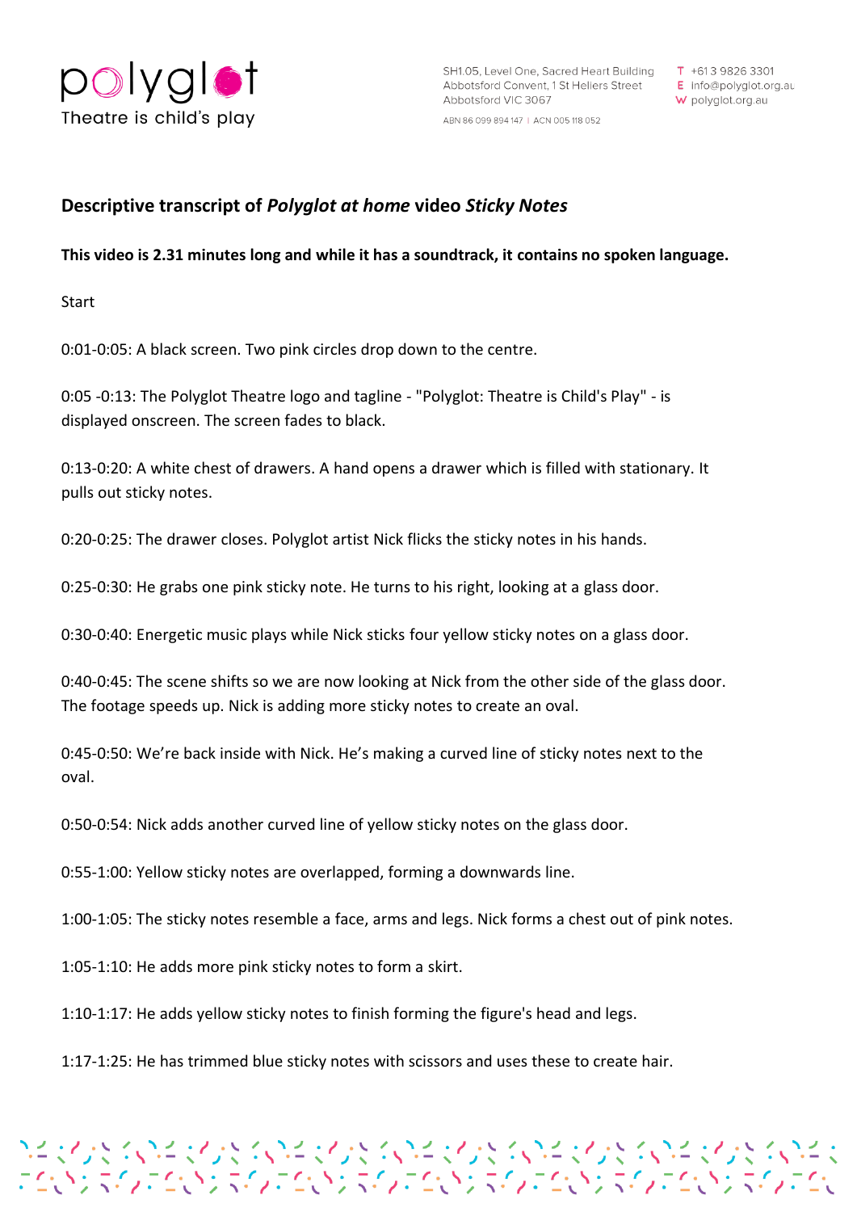polyglot
Theatre is child's play

SH1.05, Level One, Sacred Heart Building
Abbotsford Convent, 1 St Hellers Street
Abbotsford VIC 3067

ABN 86 099 894 147 | ACN 005 118 052

T +61 3 9826 3301
E info@polyglot.org.au
W polyglot.org.au

## Descriptive transcript of *Polyglot at home* video *Sticky Notes*

**This video is 2.31 minutes long and while it has a soundtrack, it contains no spoken language.**

Start

0:01-0:05: A black screen. Two pink circles drop down to the centre.

0:05 -0:13: The Polyglot Theatre logo and tagline - "Polyglot: Theatre is Child's Play" - is displayed onscreen. The screen fades to black.

0:13-0:20: A white chest of drawers. A hand opens a drawer which is filled with stationary. It pulls out sticky notes.

0:20-0:25: The drawer closes. Polyglot artist Nick flicks the sticky notes in his hands.

0:25-0:30: He grabs one pink sticky note. He turns to his right, looking at a glass door.

0:30-0:40: Energetic music plays while Nick sticks four yellow sticky notes on a glass door.

0:40-0:45: The scene shifts so we are now looking at Nick from the other side of the glass door. The footage speeds up. Nick is adding more sticky notes to create an oval.

0:45-0:50: We're back inside with Nick. He's making a curved line of sticky notes next to the oval.

0:50-0:54: Nick adds another curved line of yellow sticky notes on the glass door.

0:55-1:00: Yellow sticky notes are overlapped, forming a downwards line.

1:00-1:05: The sticky notes resemble a face, arms and legs. Nick forms a chest out of pink notes.

1:05-1:10: He adds more pink sticky notes to form a skirt.

1:10-1:17: He adds yellow sticky notes to finish forming the figure's head and legs.

1:17-1:25: He has trimmed blue sticky notes with scissors and uses these to create hair.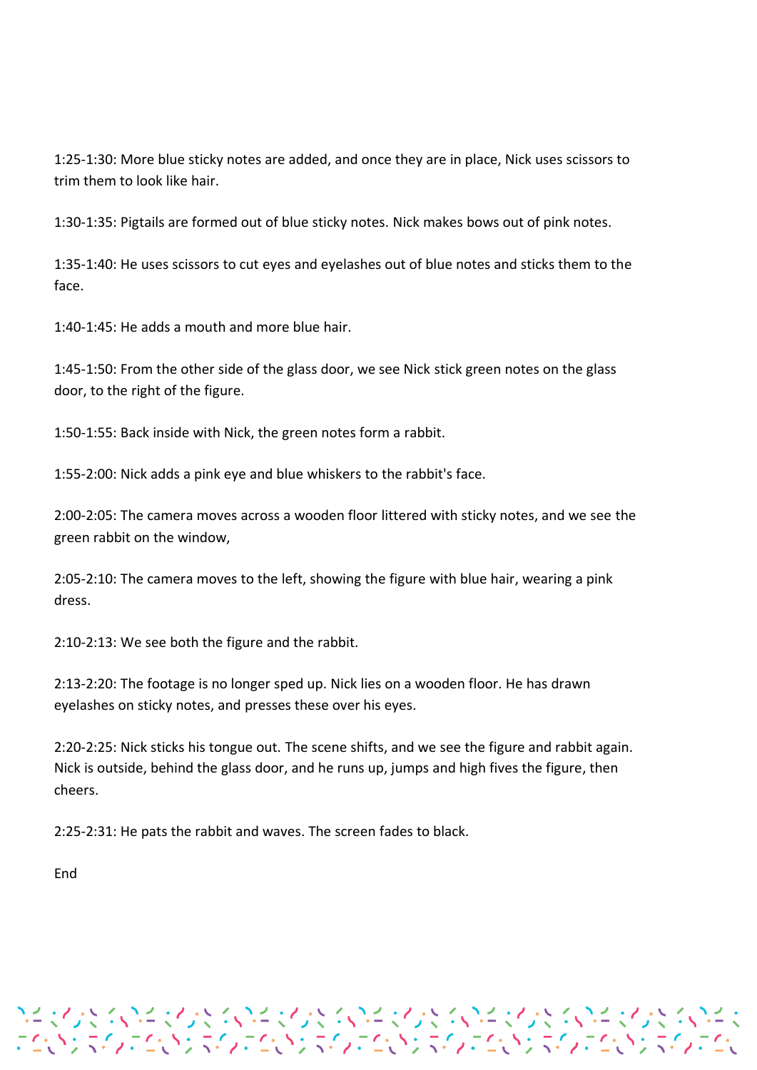1:25-1:30: More blue sticky notes are added, and once they are in place, Nick uses scissors to trim them to look like hair.

1:30-1:35: Pigtails are formed out of blue sticky notes. Nick makes bows out of pink notes.

1:35-1:40: He uses scissors to cut eyes and eyelashes out of blue notes and sticks them to the face.

1:40-1:45: He adds a mouth and more blue hair.

1:45-1:50: From the other side of the glass door, we see Nick stick green notes on the glass door, to the right of the figure.

1:50-1:55: Back inside with Nick, the green notes form a rabbit.

1:55-2:00: Nick adds a pink eye and blue whiskers to the rabbit's face.

2:00-2:05: The camera moves across a wooden floor littered with sticky notes, and we see the green rabbit on the window,

2:05-2:10: The camera moves to the left, showing the figure with blue hair, wearing a pink dress.

2:10-2:13: We see both the figure and the rabbit.

2:13-2:20: The footage is no longer sped up. Nick lies on a wooden floor. He has drawn eyelashes on sticky notes, and presses these over his eyes.

2:20-2:25: Nick sticks his tongue out. The scene shifts, and we see the figure and rabbit again. Nick is outside, behind the glass door, and he runs up, jumps and high fives the figure, then cheers.

2:25-2:31: He pats the rabbit and waves. The screen fades to black.

End